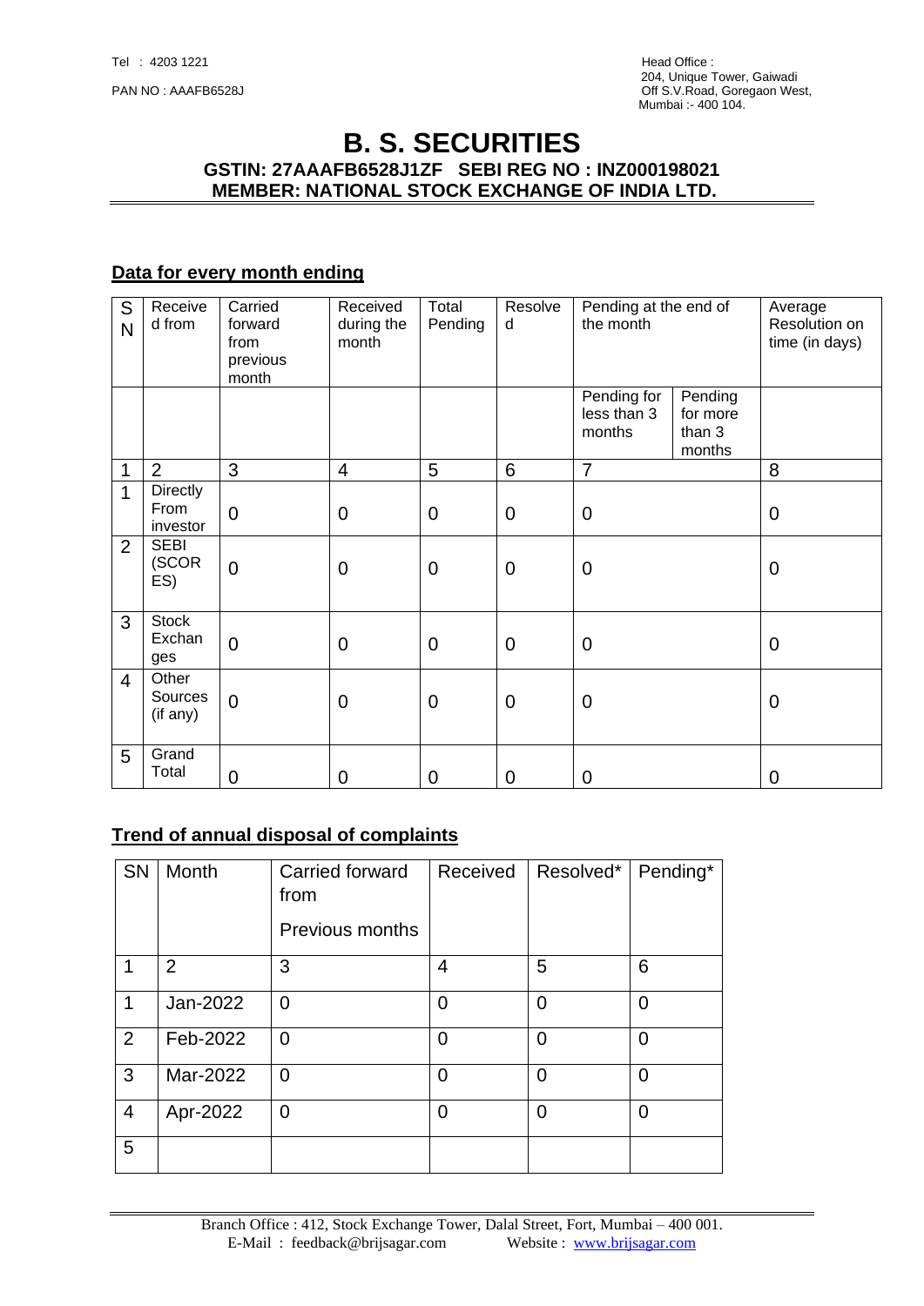Tel : 4203 1221

PAN NO : AAAFB6528J

Head Office :
204, Unique Tower, Gaiwadi
Off S.V.Road, Goregaon West,
Mumbai :- 400 104.

# B. S. SECURITIES

**GSTIN: 27AAAFB6528J1ZF SEBI REG NO : INZ000198021**
**MEMBER: NATIONAL STOCK EXCHANGE OF INDIA LTD.**

## Data for every month ending

| SN | Received from | Carried forward from previous month | Received during the month | Total Pending | Resolved | Pending at the end of the month | | Average Resolution on time (in days) |
|---|---|---|---|---|---|---|---|---|
| | | | | | | Pending for less than 3 months | Pending for more than 3 months | |
| 1 | 2 | 3 | 4 | 5 | 6 | 7 | | 8 |
| 1 | Directly From investor | 0 | 0 | 0 | 0 | 0 | | 0 |
| 2 | SEBI (SCORES) | 0 | 0 | 0 | 0 | 0 | | 0 |
| 3 | Stock Exchanges | 0 | 0 | 0 | 0 | 0 | | 0 |
| 4 | Other Sources (if any) | 0 | 0 | 0 | 0 | 0 | | 0 |
| 5 | Grand Total | 0 | 0 | 0 | 0 | 0 | | 0 |

## Trend of annual disposal of complaints

| SN | Month | Carried forward from Previous months | Received | Resolved* | Pending* |
|---|---|---|---|---|---|
| 1 | 2 | 3 | 4 | 5 | 6 |
| 1 | Jan-2022 | 0 | 0 | 0 | 0 |
| 2 | Feb-2022 | 0 | 0 | 0 | 0 |
| 3 | Mar-2022 | 0 | 0 | 0 | 0 |
| 4 | Apr-2022 | 0 | 0 | 0 | 0 |
| 5 | | | | | |

Branch Office : 412, Stock Exchange Tower, Dalal Street, Fort, Mumbai – 400 001.
E-Mail : feedback@brijsagar.com Website : www.brijsagar.com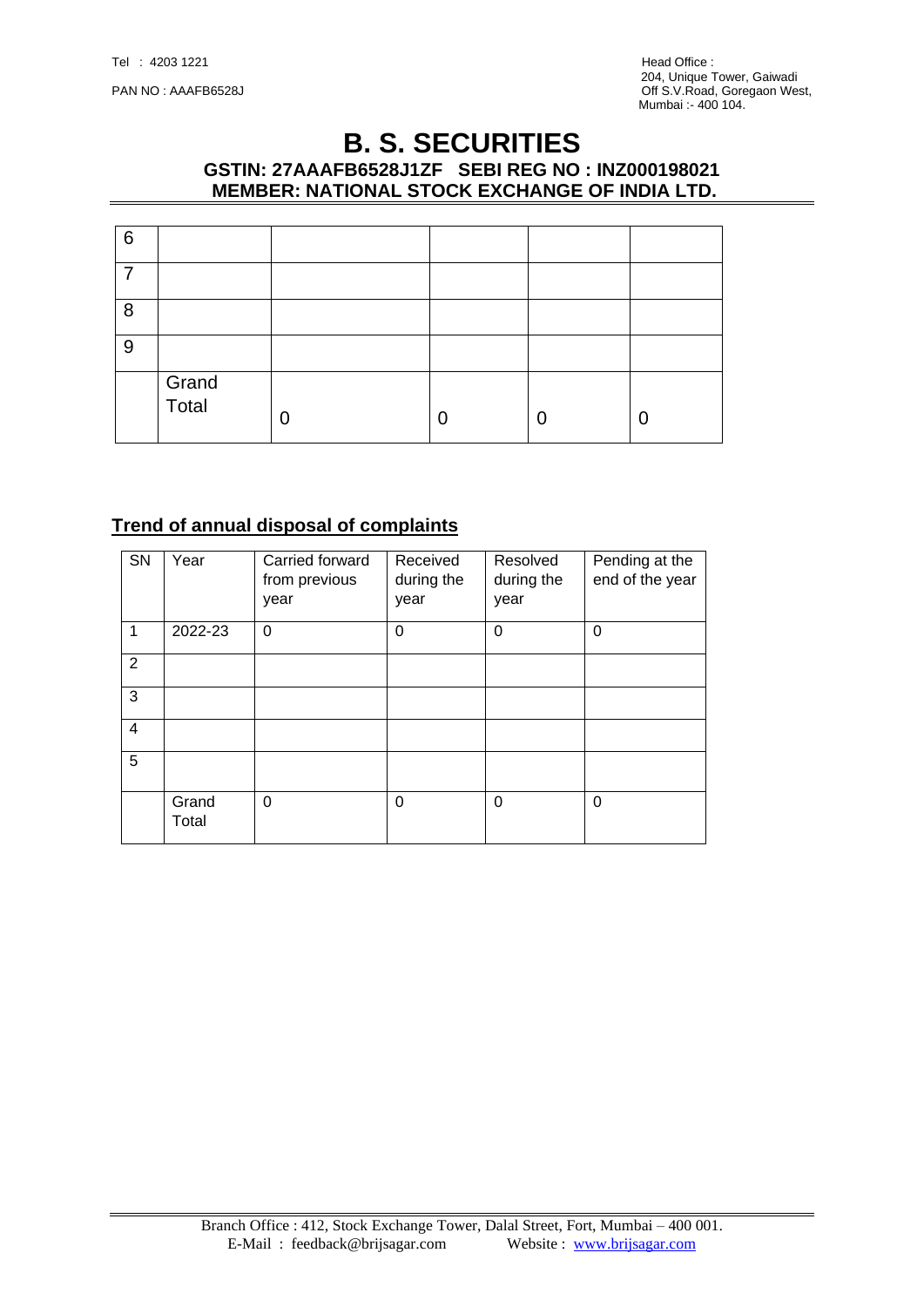Tel : 4203 1221

PAN NO : AAAFB6528J

Head Office :
204, Unique Tower, Gaiwadi
Off S.V.Road, Goregaon West,
Mumbai :- 400 104.

# B. S. SECURITIES

**GSTIN: 27AAAFB6528J1ZF SEBI REG NO : INZ000198021**
**MEMBER: NATIONAL STOCK EXCHANGE OF INDIA LTD.**

| | | | | | |
|---|---|---|---|---|---|
| 6 | | | | | |
| 7 | | | | | |
| 8 | | | | | |
| 9 | | | | | |
| | Grand Total | 0 | 0 | 0 | 0 |

## Trend of annual disposal of complaints

| SN | Year | Carried forward from previous year | Received during the year | Resolved during the year | Pending at the end of the year |
|---|---|---|---|---|---|
| 1 | 2022-23 | 0 | 0 | 0 | 0 |
| 2 | | | | | |
| 3 | | | | | |
| 4 | | | | | |
| 5 | | | | | |
| | Grand Total | 0 | 0 | 0 | 0 |

Branch Office : 412, Stock Exchange Tower, Dalal Street, Fort, Mumbai – 400 001.
E-Mail : feedback@brijsagar.com Website : www.brijsagar.com